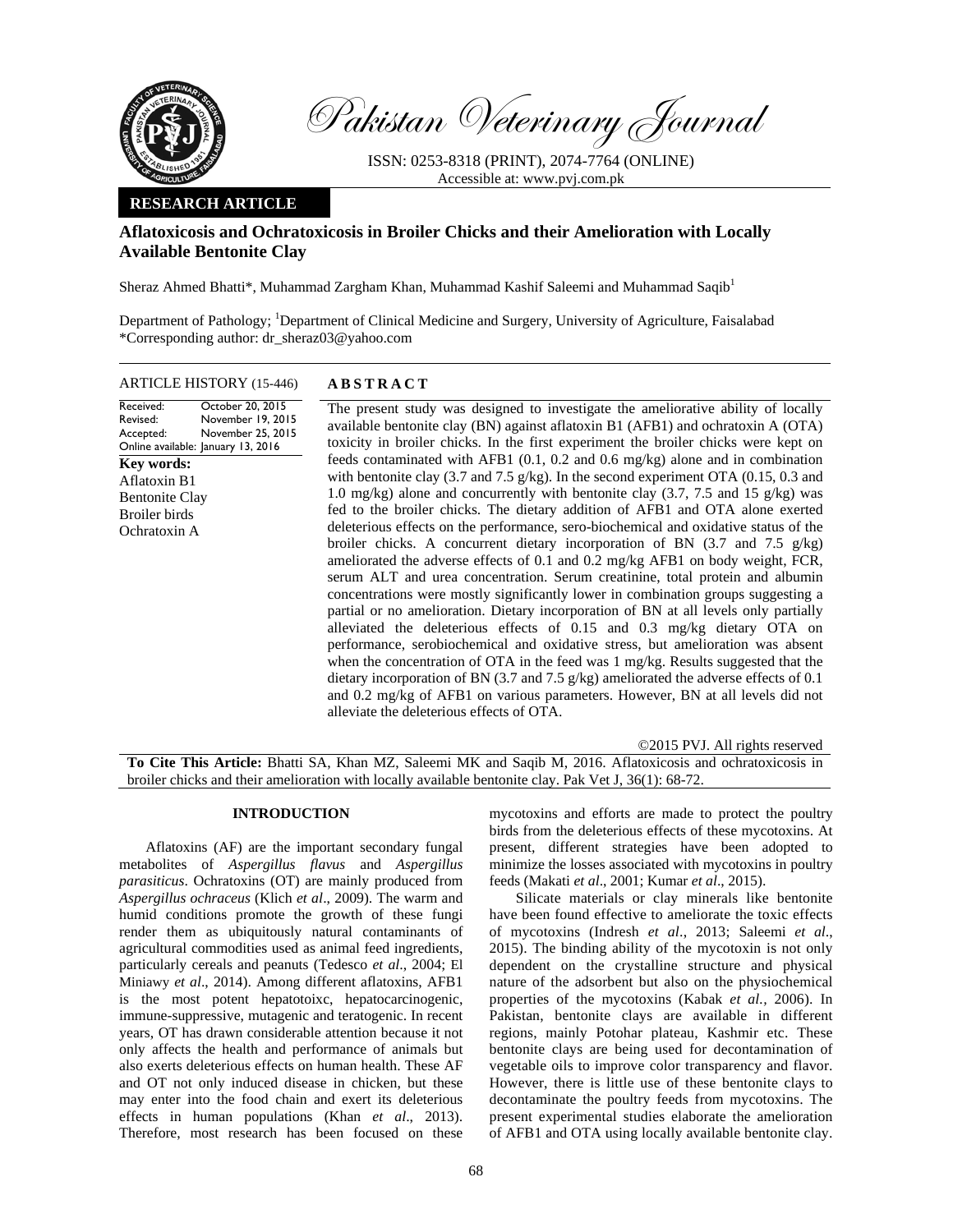# Pakistan Veterinary Journal

ISSN: 0253-8318 (PRINT), 2074-7764 (ONLINE)
Accessible at: www.pvj.com.pk

**RESEARCH ARTICLE**

## Aflatoxicosis and Ochratoxicosis in Broiler Chicks and their Amelioration with Locally Available Bentonite Clay

Sheraz Ahmed Bhatti*, Muhammad Zargham Khan, Muhammad Kashif Saleemi and Muhammad Saqib[1]

Department of Pathology; [1]Department of Clinical Medicine and Surgery, University of Agriculture, Faisalabad
*Corresponding author: dr_sheraz03@yahoo.com

**ARTICLE HISTORY** (15-446)

Received: October 20, 2015
Revised: November 19, 2015
Accepted: November 25, 2015
Online available: January 13, 2016

**Key words:**
Aflatoxin B1
Bentonite Clay
Broiler birds
Ochratoxin A

### ABSTRACT

The present study was designed to investigate the ameliorative ability of locally available bentonite clay (BN) against aflatoxin B1 (AFB1) and ochratoxin A (OTA) toxicity in broiler chicks. In the first experiment the broiler chicks were kept on feeds contaminated with AFB1 (0.1, 0.2 and 0.6 mg/kg) alone and in combination with bentonite clay (3.7 and 7.5 g/kg). In the second experiment OTA (0.15, 0.3 and 1.0 mg/kg) alone and concurrently with bentonite clay (3.7, 7.5 and 15 g/kg) was fed to the broiler chicks. The dietary addition of AFB1 and OTA alone exerted deleterious effects on the performance, sero-biochemical and oxidative status of the broiler chicks. A concurrent dietary incorporation of BN (3.7 and 7.5 g/kg) ameliorated the adverse effects of 0.1 and 0.2 mg/kg AFB1 on body weight, FCR, serum ALT and urea concentration. Serum creatinine, total protein and albumin concentrations were mostly significantly lower in combination groups suggesting a partial or no amelioration. Dietary incorporation of BN at all levels only partially alleviated the deleterious effects of 0.15 and 0.3 mg/kg dietary OTA on performance, serobiochemical and oxidative stress, but amelioration was absent when the concentration of OTA in the feed was 1 mg/kg. Results suggested that the dietary incorporation of BN (3.7 and 7.5 g/kg) ameliorated the adverse effects of 0.1 and 0.2 mg/kg of AFB1 on various parameters. However, BN at all levels did not alleviate the deleterious effects of OTA.

©2015 PVJ. All rights reserved

**To Cite This Article:** Bhatti SA, Khan MZ, Saleemi MK and Saqib M, 2016. Aflatoxicosis and ochratoxicosis in broiler chicks and their amelioration with locally available bentonite clay. Pak Vet J, 36(1): 68-72.

### INTRODUCTION

Aflatoxins (AF) are the important secondary fungal metabolites of *Aspergillus flavus* and *Aspergillus parasiticus*. Ochratoxins (OT) are mainly produced from *Aspergillus ochraceus* (Klich *et al*., 2009). The warm and humid conditions promote the growth of these fungi render them as ubiquitously natural contaminants of agricultural commodities used as animal feed ingredients, particularly cereals and peanuts (Tedesco *et al*., 2004; El Miniawy *et al*., 2014). Among different aflatoxins, AFB1 is the most potent hepatotoixc, hepatocarcinogenic, immune-suppressive, mutagenic and teratogenic. In recent years, OT has drawn considerable attention because it not only affects the health and performance of animals but also exerts deleterious effects on human health. These AF and OT not only induced disease in chicken, but these may enter into the food chain and exert its deleterious effects in human populations (Khan *et al*., 2013). Therefore, most research has been focused on these mycotoxins and efforts are made to protect the poultry birds from the deleterious effects of these mycotoxins. At present, different strategies have been adopted to minimize the losses associated with mycotoxins in poultry feeds (Makati *et al*., 2001; Kumar *et al*., 2015).

Silicate materials or clay minerals like bentonite have been found effective to ameliorate the toxic effects of mycotoxins (Indresh *et al*., 2013; Saleemi *et al*., 2015). The binding ability of the mycotoxin is not only dependent on the crystalline structure and physical nature of the adsorbent but also on the physiochemical properties of the mycotoxins (Kabak *et al.*, 2006). In Pakistan, bentonite clays are available in different regions, mainly Potohar plateau, Kashmir etc. These bentonite clays are being used for decontamination of vegetable oils to improve color transparency and flavor. However, there is little use of these bentonite clays to decontaminate the poultry feeds from mycotoxins. The present experimental studies elaborate the amelioration of AFB1 and OTA using locally available bentonite clay.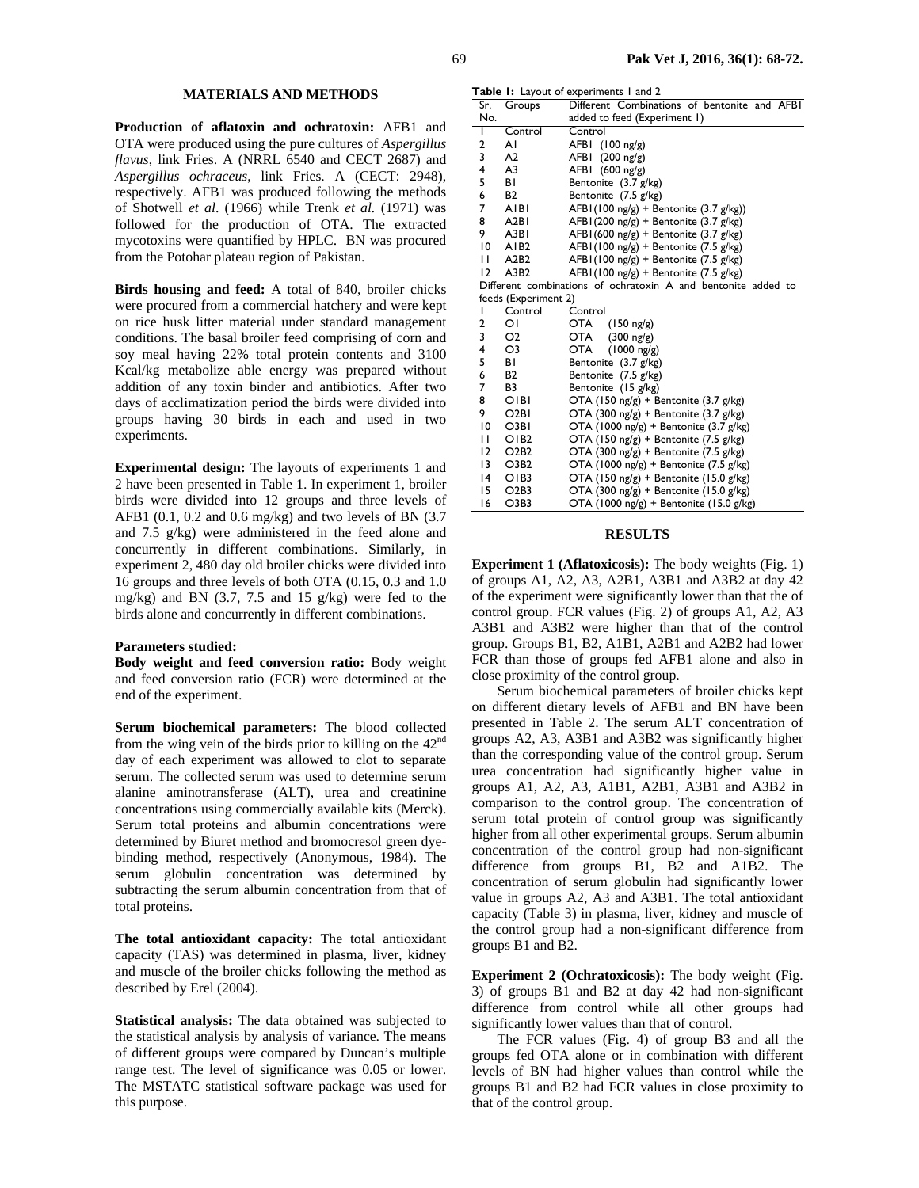## MATERIALS AND METHODS

**Production of aflatoxin and ochratoxin:** AFB1 and OTA were produced using the pure cultures of *Aspergillus flavus*, link Fries. A (NRRL 6540 and CECT 2687) and *Aspergillus ochraceus*, link Fries. A (CECT: 2948), respectively. AFB1 was produced following the methods of Shotwell *et al*. (1966) while Trenk *et al.* (1971) was followed for the production of OTA. The extracted mycotoxins were quantified by HPLC. BN was procured from the Potohar plateau region of Pakistan.

**Birds housing and feed:** A total of 840, broiler chicks were procured from a commercial hatchery and were kept on rice husk litter material under standard management conditions. The basal broiler feed comprising of corn and soy meal having 22% total protein contents and 3100 Kcal/kg metabolize able energy was prepared without addition of any toxin binder and antibiotics. After two days of acclimatization period the birds were divided into groups having 30 birds in each and used in two experiments.

**Experimental design:** The layouts of experiments 1 and 2 have been presented in Table 1. In experiment 1, broiler birds were divided into 12 groups and three levels of AFB1 (0.1, 0.2 and 0.6 mg/kg) and two levels of BN (3.7 and 7.5 g/kg) were administered in the feed alone and concurrently in different combinations. Similarly, in experiment 2, 480 day old broiler chicks were divided into 16 groups and three levels of both OTA (0.15, 0.3 and 1.0 mg/kg) and BN (3.7, 7.5 and 15 g/kg) were fed to the birds alone and concurrently in different combinations.

**Parameters studied:**

**Body weight and feed conversion ratio:** Body weight and feed conversion ratio (FCR) were determined at the end of the experiment.

**Serum biochemical parameters:** The blood collected from the wing vein of the birds prior to killing on the 42[nd] day of each experiment was allowed to clot to separate serum. The collected serum was used to determine serum alanine aminotransferase (ALT), urea and creatinine concentrations using commercially available kits (Merck). Serum total proteins and albumin concentrations were determined by Biuret method and bromocresol green dye-binding method, respectively (Anonymous, 1984). The serum globulin concentration was determined by subtracting the serum albumin concentration from that of total proteins.

**The total antioxidant capacity:** The total antioxidant capacity (TAS) was determined in plasma, liver, kidney and muscle of the broiler chicks following the method as described by Erel (2004).

**Statistical analysis:** The data obtained was subjected to the statistical analysis by analysis of variance. The means of different groups were compared by Duncan's multiple range test. The level of significance was 0.05 or lower. The MSTATC statistical software package was used for this purpose.

**Table 1:** Layout of experiments 1 and 2

| Sr. No. | Groups | Different Combinations of bentonite and AFB1 added to feed (Experiment 1) |
|---|---|---|
| 1 | Control | Control |
| 2 | A1 | AFB1 (100 ng/g) |
| 3 | A2 | AFB1 (200 ng/g) |
| 4 | A3 | AFB1 (600 ng/g) |
| 5 | B1 | Bentonite (3.7 g/kg) |
| 6 | B2 | Bentonite (7.5 g/kg) |
| 7 | A1B1 | AFB1(100 ng/g) + Bentonite (3.7 g/kg)) |
| 8 | A2B1 | AFB1(200 ng/g) + Bentonite (3.7 g/kg) |
| 9 | A3B1 | AFB1(600 ng/g) + Bentonite (3.7 g/kg) |
| 10 | A1B2 | AFB1(100 ng/g) + Bentonite (7.5 g/kg) |
| 11 | A2B2 | AFB1(100 ng/g) + Bentonite (7.5 g/kg) |
| 12 | A3B2 | AFB1(100 ng/g) + Bentonite (7.5 g/kg) |
| | | Different combinations of ochratoxin A and bentonite added to feeds (Experiment 2) |
| 1 | Control | Control |
| 2 | O1 | OTA (150 ng/g) |
| 3 | O2 | OTA (300 ng/g) |
| 4 | O3 | OTA (1000 ng/g) |
| 5 | B1 | Bentonite (3.7 g/kg) |
| 6 | B2 | Bentonite (7.5 g/kg) |
| 7 | B3 | Bentonite (15 g/kg) |
| 8 | O1B1 | OTA (150 ng/g) + Bentonite (3.7 g/kg) |
| 9 | O2B1 | OTA (300 ng/g) + Bentonite (3.7 g/kg) |
| 10 | O3B1 | OTA (1000 ng/g) + Bentonite (3.7 g/kg) |
| 11 | O1B2 | OTA (150 ng/g) + Bentonite (7.5 g/kg) |
| 12 | O2B2 | OTA (300 ng/g) + Bentonite (7.5 g/kg) |
| 13 | O3B2 | OTA (1000 ng/g) + Bentonite (7.5 g/kg) |
| 14 | O1B3 | OTA (150 ng/g) + Bentonite (15.0 g/kg) |
| 15 | O2B3 | OTA (300 ng/g) + Bentonite (15.0 g/kg) |
| 16 | O3B3 | OTA (1000 ng/g) + Bentonite (15.0 g/kg) |

## RESULTS

**Experiment 1 (Aflatoxicosis):** The body weights (Fig. 1) of groups A1, A2, A3, A2B1, A3B1 and A3B2 at day 42 of the experiment were significantly lower than that the of control group. FCR values (Fig. 2) of groups A1, A2, A3 A3B1 and A3B2 were higher than that of the control group. Groups B1, B2, A1B1, A2B1 and A2B2 had lower FCR than those of groups fed AFB1 alone and also in close proximity of the control group.

Serum biochemical parameters of broiler chicks kept on different dietary levels of AFB1 and BN have been presented in Table 2. The serum ALT concentration of groups A2, A3, A3B1 and A3B2 was significantly higher than the corresponding value of the control group. Serum urea concentration had significantly higher value in groups A1, A2, A3, A1B1, A2B1, A3B1 and A3B2 in comparison to the control group. The concentration of serum total protein of control group was significantly higher from all other experimental groups. Serum albumin concentration of the control group had non-significant difference from groups B1, B2 and A1B2. The concentration of serum globulin had significantly lower value in groups A2, A3 and A3B1. The total antioxidant capacity (Table 3) in plasma, liver, kidney and muscle of the control group had a non-significant difference from groups B1 and B2.

**Experiment 2 (Ochratoxicosis):** The body weight (Fig. 3) of groups B1 and B2 at day 42 had non-significant difference from control while all other groups had significantly lower values than that of control.

The FCR values (Fig. 4) of group B3 and all the groups fed OTA alone or in combination with different levels of BN had higher values than control while the groups B1 and B2 had FCR values in close proximity to that of the control group.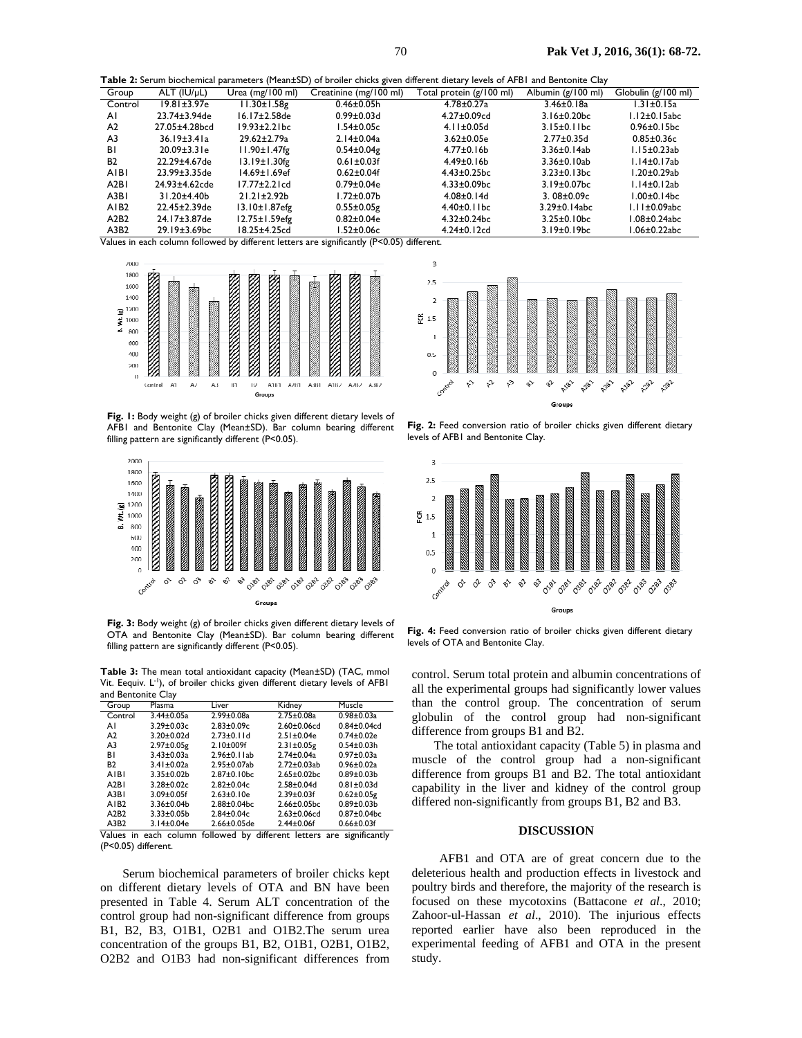**Table 2:** Serum biochemical parameters (Mean±SD) of broiler chicks given different dietary levels of AFB1 and Bentonite Clay

| Group | ALT (IU/µL) | Urea (mg/100 ml) | Creatinine (mg/100 ml) | Total protein (g/100 ml) | Albumin (g/100 ml) | Globulin (g/100 ml) |
|---|---|---|---|---|---|---|
| Control | 19.81±3.97e | 11.30±1.58g | 0.46±0.05h | 4.78±0.27a | 3.46±0.18a | 1.31±0.15a |
| A1 | 23.74±3.94de | 16.17±2.58de | 0.99±0.03d | 4.27±0.09cd | 3.16±0.20bc | 1.12±0.15abc |
| A2 | 27.05±4.28bcd | 19.93±2.21bc | 1.54±0.05c | 4.11±0.05d | 3.15±0.11bc | 0.96±0.15bc |
| A3 | 36.19±3.41a | 29.62±2.79a | 2.14±0.04a | 3.62±0.05e | 2.77±0.35d | 0.85±0.36c |
| B1 | 20.09±3.31e | 11.90±1.47fg | 0.54±0.04g | 4.77±0.16b | 3.36±0.14ab | 1.15±0.23ab |
| B2 | 22.29±4.67de | 13.19±1.30fg | 0.61±0.03f | 4.49±0.16b | 3.36±0.10ab | 1.14±0.17ab |
| A1B1 | 23.99±3.35de | 14.69±1.69ef | 0.62±0.04f | 4.43±0.25bc | 3.23±0.13bc | 1.20±0.29ab |
| A2B1 | 24.93±4.62cde | 17.77±2.21cd | 0.79±0.04e | 4.33±0.09bc | 3.19±0.07bc | 1.14±0.12ab |
| A3B1 | 31.20±4.40b | 21.21±2.92b | 1.72±0.07b | 4.08±0.14d | 3. 08±0.09c | 1.00±0.14bc |
| A1B2 | 22.45±2.39de | 13.10±1.87efg | 0.55±0.05g | 4.40±0.11bc | 3.29±0.14abc | 1.11±0.09abc |
| A2B2 | 24.17±3.87de | 12.75±1.59efg | 0.82±0.04e | 4.32±0.24bc | 3.25±0.10bc | 1.08±0.24abc |
| A3B2 | 29.19±3.69bc | 18.25±4.25cd | 1.52±0.06c | 4.24±0.12cd | 3.19±0.19bc | 1.06±0.22abc |

Values in each column followed by different letters are significantly (P<0.05) different.

**Fig. 1:** Body weight (g) of broiler chicks given different dietary levels of AFB1 and Bentonite Clay (Mean±SD). Bar column bearing different filling pattern are significantly different (P<0.05).

**Fig. 2:** Feed conversion ratio of broiler chicks given different dietary levels of AFB1 and Bentonite Clay.

**Fig. 3:** Body weight (g) of broiler chicks given different dietary levels of OTA and Bentonite Clay (Mean±SD). Bar column bearing different filling pattern are significantly different (P<0.05).

**Fig. 4:** Feed conversion ratio of broiler chicks given different dietary levels of OTA and Bentonite Clay.

**Table 3:** The mean total antioxidant capacity (Mean±SD) (TAC, mmol Vit. Eequiv. $L^{-1}$), of broiler chicks given different dietary levels of AFB1 and Bentonite Clay

| Group | Plasma | Liver | Kidney | Muscle |
|---|---|---|---|---|
| Control | 3.44±0.05a | 2.99±0.08a | 2.75±0.08a | 0.98±0.03a |
| A1 | 3.29±0.03c | 2.83±0.09c | 2.60±0.06cd | 0.84±0.04cd |
| A2 | 3.20±0.02d | 2.73±0.11d | 2.51±0.04e | 0.74±0.02e |
| A3 | 2.97±0.05g | 2.10±009f | 2.31±0.05g | 0.54±0.03h |
| B1 | 3.43±0.03a | 2.96±0.11ab | 2.74±0.04a | 0.97±0.03a |
| B2 | 3.41±0.02a | 2.95±0.07ab | 2.72±0.03ab | 0.96±0.02a |
| A1B1 | 3.35±0.02b | 2.87±0.10bc | 2.65±0.02bc | 0.89±0.03b |
| A2B1 | 3.28±0.02c | 2.82±0.04c | 2.58±0.04d | 0.81±0.03d |
| A3B1 | 3.09±0.05f | 2.63±0.10e | 2.39±0.03f | 0.62±0.03g |
| A1B2 | 3.36±0.04b | 2.88±0.04bc | 2.66±0.05bc | 0.89±0.03b |
| A2B2 | 3.33±0.05b | 2.84±0.04c | 2.63±0.06cd | 0.87±0.04bc |
| A3B2 | 3.14±0.04e | 2.66±0.05de | 2.44±0.06f | 0.66±0.03f |

Values in each column followed by different letters are significantly (P<0.05) different.

Serum biochemical parameters of broiler chicks kept on different dietary levels of OTA and BN have been presented in Table 4. Serum ALT concentration of the control group had non-significant difference from groups B1, B2, B3, O1B1, O2B1 and O1B2.The serum urea concentration of the groups B1, B2, O1B1, O2B1, O1B2, O2B2 and O1B3 had non-significant differences from control. Serum total protein and albumin concentrations of all the experimental groups had significantly lower values than the control group. The concentration of serum globulin of the control group had non-significant difference from groups B1 and B2.

The total antioxidant capacity (Table 5) in plasma and muscle of the control group had a non-significant difference from groups B1 and B2. The total antioxidant capability in the liver and kidney of the control group differed non-significantly from groups B1, B2 and B3.

## DISCUSSION

AFB1 and OTA are of great concern due to the deleterious health and production effects in livestock and poultry birds and therefore, the majority of the research is focused on these mycotoxins (Battacone *et al*., 2010; Zahoor-ul-Hassan *et al*., 2010). The injurious effects reported earlier have also been reproduced in the experimental feeding of AFB1 and OTA in the present study.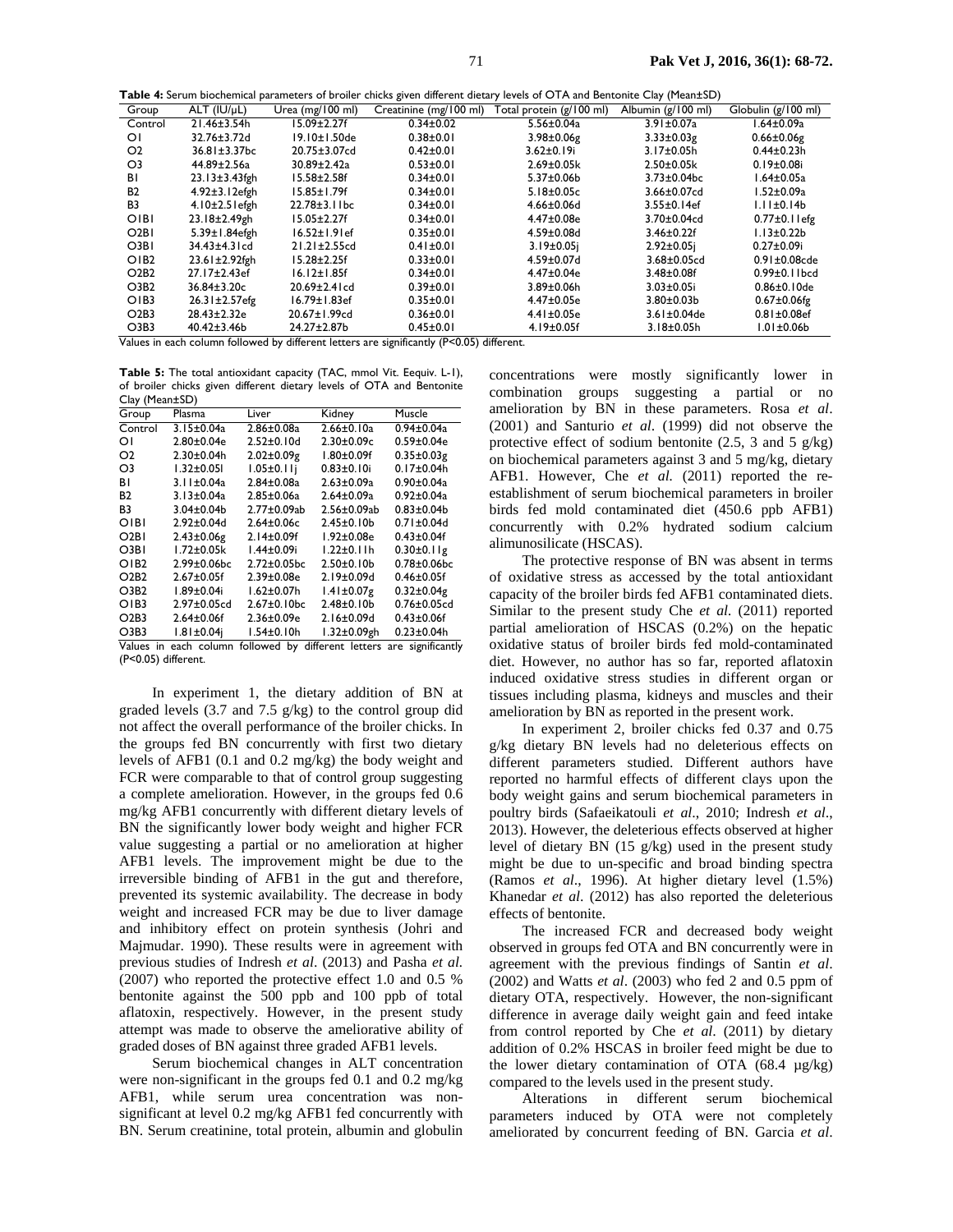**Table 4:** Serum biochemical parameters of broiler chicks given different dietary levels of OTA and Bentonite Clay (Mean±SD)

| Group | ALT (IU/μL) | Urea (mg/100 ml) | Creatinine (mg/100 ml) | Total protein (g/100 ml) | Albumin (g/100 ml) | Globulin (g/100 ml) |
|---|---|---|---|---|---|---|
| Control | 21.46±3.54h | 15.09±2.27f | 0.34±0.02 | 5.56±0.04a | 3.91±0.07a | 1.64±0.09a |
| O1 | 32.76±3.72d | 19.10±1.50de | 0.38±0.01 | 3.98±0.06g | 3.33±0.03g | 0.66±0.06g |
| O2 | 36.81±3.37bc | 20.75±3.07cd | 0.42±0.01 | 3.62±0.19i | 3.17±0.05h | 0.44±0.23h |
| O3 | 44.89±2.56a | 30.89±2.42a | 0.53±0.01 | 2.69±0.05k | 2.50±0.05k | 0.19±0.08i |
| B1 | 23.13±3.43fgh | 15.58±2.58f | 0.34±0.01 | 5.37±0.06b | 3.73±0.04bc | 1.64±0.05a |
| B2 | 4.92±3.12efgh | 15.85±1.79f | 0.34±0.01 | 5.18±0.05c | 3.66±0.07cd | 1.52±0.09a |
| B3 | 4.10±2.51efgh | 22.78±3.11bc | 0.34±0.01 | 4.66±0.06d | 3.55±0.14ef | 1.11±0.14b |
| O1B1 | 23.18±2.49gh | 15.05±2.27f | 0.34±0.01 | 4.47±0.08e | 3.70±0.04cd | 0.77±0.11efg |
| O2B1 | 5.39±1.84efgh | 16.52±1.91ef | 0.35±0.01 | 4.59±0.08d | 3.46±0.22f | 1.13±0.22b |
| O3B1 | 34.43±4.31cd | 21.21±2.55cd | 0.41±0.01 | 3.19±0.05j | 2.92±0.05j | 0.27±0.09i |
| O1B2 | 23.61±2.92fgh | 15.28±2.25f | 0.33±0.01 | 4.59±0.07d | 3.68±0.05cd | 0.91±0.08cde |
| O2B2 | 27.17±2.43ef | 16.12±1.85f | 0.34±0.01 | 4.47±0.04e | 3.48±0.08f | 0.99±0.11bcd |
| O3B2 | 36.84±3.20c | 20.69±2.41cd | 0.39±0.01 | 3.89±0.06h | 3.03±0.05i | 0.86±0.10de |
| O1B3 | 26.31±2.57efg | 16.79±1.83ef | 0.35±0.01 | 4.47±0.05e | 3.80±0.03b | 0.67±0.06fg |
| O2B3 | 28.43±2.32e | 20.67±1.99cd | 0.36±0.01 | 4.41±0.05e | 3.61±0.04de | 0.81±0.08ef |
| O3B3 | 40.42±3.46b | 24.27±2.87b | 0.45±0.01 | 4.19±0.05f | 3.18±0.05h | 1.01±0.06b |

Values in each column followed by different letters are significantly (P<0.05) different.

**Table 5:** The total antioxidant capacity (TAC, mmol Vit. Eequiv. L-1), of broiler chicks given different dietary levels of OTA and Bentonite Clay (Mean±SD)

| Group | Plasma | Liver | Kidney | Muscle |
|---|---|---|---|---|
| Control | 3.15±0.04a | 2.86±0.08a | 2.66±0.10a | 0.94±0.04a |
| O1 | 2.80±0.04e | 2.52±0.10d | 2.30±0.09c | 0.59±0.04e |
| O2 | 2.30±0.04h | 2.02±0.09g | 1.80±0.09f | 0.35±0.03g |
| O3 | 1.32±0.05l | 1.05±0.11j | 0.83±0.10i | 0.17±0.04h |
| B1 | 3.11±0.04a | 2.84±0.08a | 2.63±0.09a | 0.90±0.04a |
| B2 | 3.13±0.04a | 2.85±0.06a | 2.64±0.09a | 0.92±0.04a |
| B3 | 3.04±0.04b | 2.77±0.09ab | 2.56±0.09ab | 0.83±0.04b |
| O1B1 | 2.92±0.04d | 2.64±0.06c | 2.45±0.10b | 0.71±0.04d |
| O2B1 | 2.43±0.06g | 2.14±0.09f | 1.92±0.08e | 0.43±0.04f |
| O3B1 | 1.72±0.05k | 1.44±0.09i | 1.22±0.11h | 0.30±0.11g |
| O1B2 | 2.99±0.06bc | 2.72±0.05bc | 2.50±0.10b | 0.78±0.06bc |
| O2B2 | 2.67±0.05f | 2.39±0.08e | 2.19±0.09d | 0.46±0.05f |
| O3B2 | 1.89±0.04i | 1.62±0.07h | 1.41±0.07g | 0.32±0.04g |
| O1B3 | 2.97±0.05cd | 2.67±0.10bc | 2.48±0.10b | 0.76±0.05cd |
| O2B3 | 2.64±0.06f | 2.36±0.09e | 2.16±0.09d | 0.43±0.06f |
| O3B3 | 1.81±0.04j | 1.54±0.10h | 1.32±0.09gh | 0.23±0.04h |

Values in each column followed by different letters are significantly (P<0.05) different.

In experiment 1, the dietary addition of BN at graded levels (3.7 and 7.5 g/kg) to the control group did not affect the overall performance of the broiler chicks. In the groups fed BN concurrently with first two dietary levels of AFB1 (0.1 and 0.2 mg/kg) the body weight and FCR were comparable to that of control group suggesting a complete amelioration. However, in the groups fed 0.6 mg/kg AFB1 concurrently with different dietary levels of BN the significantly lower body weight and higher FCR value suggesting a partial or no amelioration at higher AFB1 levels. The improvement might be due to the irreversible binding of AFB1 in the gut and therefore, prevented its systemic availability. The decrease in body weight and increased FCR may be due to liver damage and inhibitory effect on protein synthesis (Johri and Majmudar. 1990). These results were in agreement with previous studies of Indresh *et al*. (2013) and Pasha *et al.* (2007) who reported the protective effect 1.0 and 0.5 % bentonite against the 500 ppb and 100 ppb of total aflatoxin, respectively. However, in the present study attempt was made to observe the ameliorative ability of graded doses of BN against three graded AFB1 levels.

Serum biochemical changes in ALT concentration were non-significant in the groups fed 0.1 and 0.2 mg/kg AFB1, while serum urea concentration was non-significant at level 0.2 mg/kg AFB1 fed concurrently with BN. Serum creatinine, total protein, albumin and globulin concentrations were mostly significantly lower in combination groups suggesting a partial or no amelioration by BN in these parameters. Rosa *et al*. (2001) and Santurio *et al*. (1999) did not observe the protective effect of sodium bentonite (2.5, 3 and 5 g/kg) on biochemical parameters against 3 and 5 mg/kg, dietary AFB1. However, Che *et al.* (2011) reported the re-establishment of serum biochemical parameters in broiler birds fed mold contaminated diet (450.6 ppb AFB1) concurrently with 0.2% hydrated sodium calcium alimunosilicate (HSCAS).

The protective response of BN was absent in terms of oxidative stress as accessed by the total antioxidant capacity of the broiler birds fed AFB1 contaminated diets. Similar to the present study Che *et al.* (2011) reported partial amelioration of HSCAS (0.2%) on the hepatic oxidative status of broiler birds fed mold-contaminated diet. However, no author has so far, reported aflatoxin induced oxidative stress studies in different organ or tissues including plasma, kidneys and muscles and their amelioration by BN as reported in the present work.

In experiment 2, broiler chicks fed 0.37 and 0.75 g/kg dietary BN levels had no deleterious effects on different parameters studied. Different authors have reported no harmful effects of different clays upon the body weight gains and serum biochemical parameters in poultry birds (Safaeikatouli *et al*., 2010; Indresh *et al*., 2013). However, the deleterious effects observed at higher level of dietary BN (15 g/kg) used in the present study might be due to un-specific and broad binding spectra (Ramos *et al*., 1996). At higher dietary level (1.5%) Khanedar *et al*. (2012) has also reported the deleterious effects of bentonite.

The increased FCR and decreased body weight observed in groups fed OTA and BN concurrently were in agreement with the previous findings of Santin *et al*. (2002) and Watts *et al*. (2003) who fed 2 and 0.5 ppm of dietary OTA, respectively. However, the non-significant difference in average daily weight gain and feed intake from control reported by Che *et al*. (2011) by dietary addition of 0.2% HSCAS in broiler feed might be due to the lower dietary contamination of OTA (68.4 µg/kg) compared to the levels used in the present study.

Alterations in different serum biochemical parameters induced by OTA were not completely ameliorated by concurrent feeding of BN. Garcia *et al*.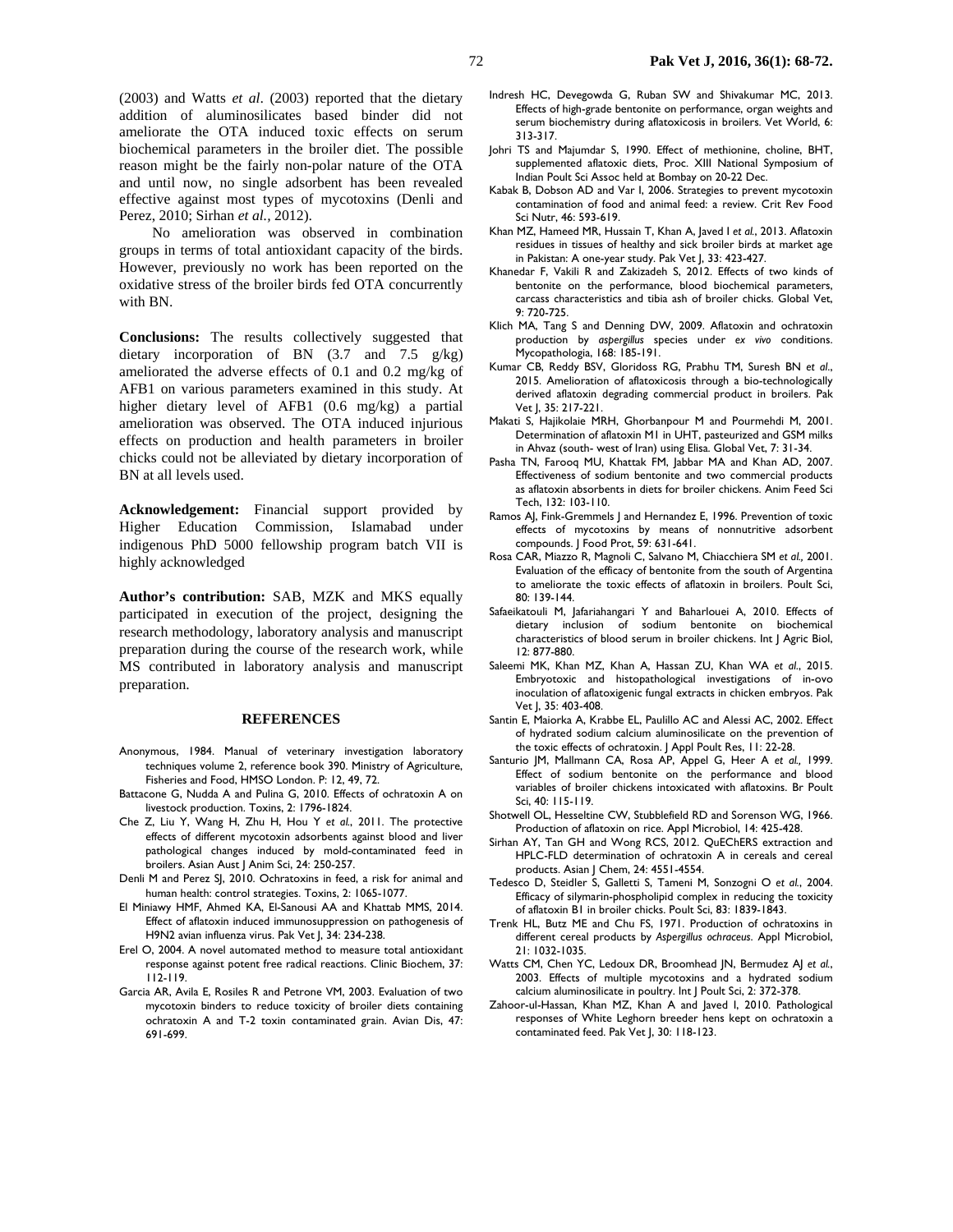(2003) and Watts *et al*. (2003) reported that the dietary addition of aluminosilicates based binder did not ameliorate the OTA induced toxic effects on serum biochemical parameters in the broiler diet. The possible reason might be the fairly non-polar nature of the OTA and until now, no single adsorbent has been revealed effective against most types of mycotoxins (Denli and Perez, 2010; Sirhan *et al.*, 2012).

No amelioration was observed in combination groups in terms of total antioxidant capacity of the birds. However, previously no work has been reported on the oxidative stress of the broiler birds fed OTA concurrently with BN.

**Conclusions:** The results collectively suggested that dietary incorporation of BN (3.7 and 7.5 g/kg) ameliorated the adverse effects of 0.1 and 0.2 mg/kg of AFB1 on various parameters examined in this study. At higher dietary level of AFB1 (0.6 mg/kg) a partial amelioration was observed. The OTA induced injurious effects on production and health parameters in broiler chicks could not be alleviated by dietary incorporation of BN at all levels used.

**Acknowledgement:** Financial support provided by Higher Education Commission, Islamabad under indigenous PhD 5000 fellowship program batch VII is highly acknowledged

**Author's contribution:** SAB, MZK and MKS equally participated in execution of the project, designing the research methodology, laboratory analysis and manuscript preparation during the course of the research work, while MS contributed in laboratory analysis and manuscript preparation.

## REFERENCES

Anonymous, 1984. Manual of veterinary investigation laboratory techniques volume 2, reference book 390. Ministry of Agriculture, Fisheries and Food, HMSO London. P: 12, 49, 72.

Battacone G, Nudda A and Pulina G, 2010. Effects of ochratoxin A on livestock production. Toxins, 2: 1796-1824.

Che Z, Liu Y, Wang H, Zhu H, Hou Y *et al.*, 2011. The protective effects of different mycotoxin adsorbents against blood and liver pathological changes induced by mold-contaminated feed in broilers. Asian Aust J Anim Sci, 24: 250-257.

Denli M and Perez SJ, 2010. Ochratoxins in feed, a risk for animal and human health: control strategies. Toxins, 2: 1065-1077.

El Miniawy HMF, Ahmed KA, El-Sanousi AA and Khattab MMS, 2014. Effect of aflatoxin induced immunosuppression on pathogenesis of H9N2 avian influenza virus. Pak Vet J, 34: 234-238.

Erel O, 2004. A novel automated method to measure total antioxidant response against potent free radical reactions. Clinic Biochem, 37: 112-119.

Garcia AR, Avila E, Rosiles R and Petrone VM, 2003. Evaluation of two mycotoxin binders to reduce toxicity of broiler diets containing ochratoxin A and T-2 toxin contaminated grain. Avian Dis, 47: 691-699.

Indresh HC, Devegowda G, Ruban SW and Shivakumar MC, 2013. Effects of high-grade bentonite on performance, organ weights and serum biochemistry during aflatoxicosis in broilers. Vet World, 6: 313-317.

Johri TS and Majumdar S, 1990. Effect of methionine, choline, BHT, supplemented aflatoxic diets, Proc. XIII National Symposium of Indian Poult Sci Assoc held at Bombay on 20-22 Dec.

Kabak B, Dobson AD and Var I, 2006. Strategies to prevent mycotoxin contamination of food and animal feed: a review. Crit Rev Food Sci Nutr, 46: 593-619.

Khan MZ, Hameed MR, Hussain T, Khan A, Javed I *et al.*, 2013. Aflatoxin residues in tissues of healthy and sick broiler birds at market age in Pakistan: A one-year study. Pak Vet J, 33: 423-427.

Khanedar F, Vakili R and Zakizadeh S, 2012. Effects of two kinds of bentonite on the performance, blood biochemical parameters, carcass characteristics and tibia ash of broiler chicks. Global Vet, 9: 720-725.

Klich MA, Tang S and Denning DW, 2009. Aflatoxin and ochratoxin production by *aspergillus* species under *ex vivo* conditions. Mycopathologia, 168: 185-191.

Kumar CB, Reddy BSV, Gloridoss RG, Prabhu TM, Suresh BN *et al.*, 2015. Amelioration of aflatoxicosis through a bio-technologically derived aflatoxin degrading commercial product in broilers. Pak Vet J, 35: 217-221.

Makati S, Hajikolaie MRH, Ghorbanpour M and Pourmehdi M, 2001. Determination of aflatoxin M1 in UHT, pasteurized and GSM milks in Ahvaz (south- west of Iran) using Elisa. Global Vet, 7: 31-34.

Pasha TN, Farooq MU, Khattak FM, Jabbar MA and Khan AD, 2007. Effectiveness of sodium bentonite and two commercial products as aflatoxin absorbents in diets for broiler chickens. Anim Feed Sci Tech, 132: 103-110.

Ramos AJ, Fink-Gremmels J and Hernandez E, 1996. Prevention of toxic effects of mycotoxins by means of nonnutritive adsorbent compounds. J Food Prot, 59: 631-641.

Rosa CAR, Miazzo R, Magnoli C, Salvano M, Chiacchiera SM *et al.,* 2001. Evaluation of the efficacy of bentonite from the south of Argentina to ameliorate the toxic effects of aflatoxin in broilers. Poult Sci, 80: 139-144.

Safaeikatouli M, Jafariahangari Y and Baharlouei A, 2010. Effects of dietary inclusion of sodium bentonite on biochemical characteristics of blood serum in broiler chickens. Int J Agric Biol, 12: 877-880.

Saleemi MK, Khan MZ, Khan A, Hassan ZU, Khan WA *et al.*, 2015. Embryotoxic and histopathological investigations of in-ovo inoculation of aflatoxigenic fungal extracts in chicken embryos. Pak Vet J, 35: 403-408.

Santin E, Maiorka A, Krabbe EL, Paulillo AC and Alessi AC, 2002. Effect of hydrated sodium calcium aluminosilicate on the prevention of the toxic effects of ochratoxin. J Appl Poult Res, 11: 22-28.

Santurio JM, Mallmann CA, Rosa AP, Appel G, Heer A *et al.,* 1999. Effect of sodium bentonite on the performance and blood variables of broiler chickens intoxicated with aflatoxins. Br Poult Sci, 40: 115-119.

Shotwell OL, Hesseltine CW, Stubblefield RD and Sorenson WG, 1966. Production of aflatoxin on rice. Appl Microbiol, 14: 425-428.

Sirhan AY, Tan GH and Wong RCS, 2012. QuEChERS extraction and HPLC-FLD determination of ochratoxin A in cereals and cereal products. Asian J Chem, 24: 4551-4554.

Tedesco D, Steidler S, Galletti S, Tameni M, Sonzogni O *et al.*, 2004. Efficacy of silymarin-phospholipid complex in reducing the toxicity of aflatoxin B1 in broiler chicks. Poult Sci, 83: 1839-1843.

Trenk HL, Butz ME and Chu FS, 1971. Production of ochratoxins in different cereal products by *Aspergillus ochraceus*. Appl Microbiol, 21: 1032-1035.

Watts CM, Chen YC, Ledoux DR, Broomhead JN, Bermudez AJ *et al.*, 2003. Effects of multiple mycotoxins and a hydrated sodium calcium aluminosilicate in poultry. Int J Poult Sci, 2: 372-378.

Zahoor-ul-Hassan, Khan MZ, Khan A and Javed I, 2010. Pathological responses of White Leghorn breeder hens kept on ochratoxin a contaminated feed. Pak Vet J, 30: 118-123.